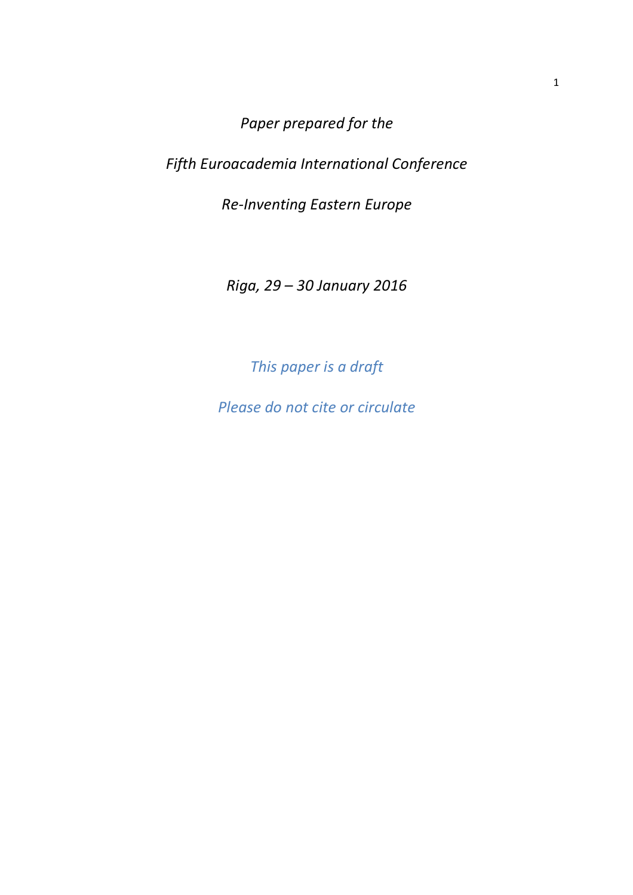*Paper prepared for the*

*Fifth Euroacademia International Conference*

*Re-Inventing Eastern Europe*

*Riga, 29 – 30 January 2016*

*This paper is a draft*

*Please do not cite or circulate*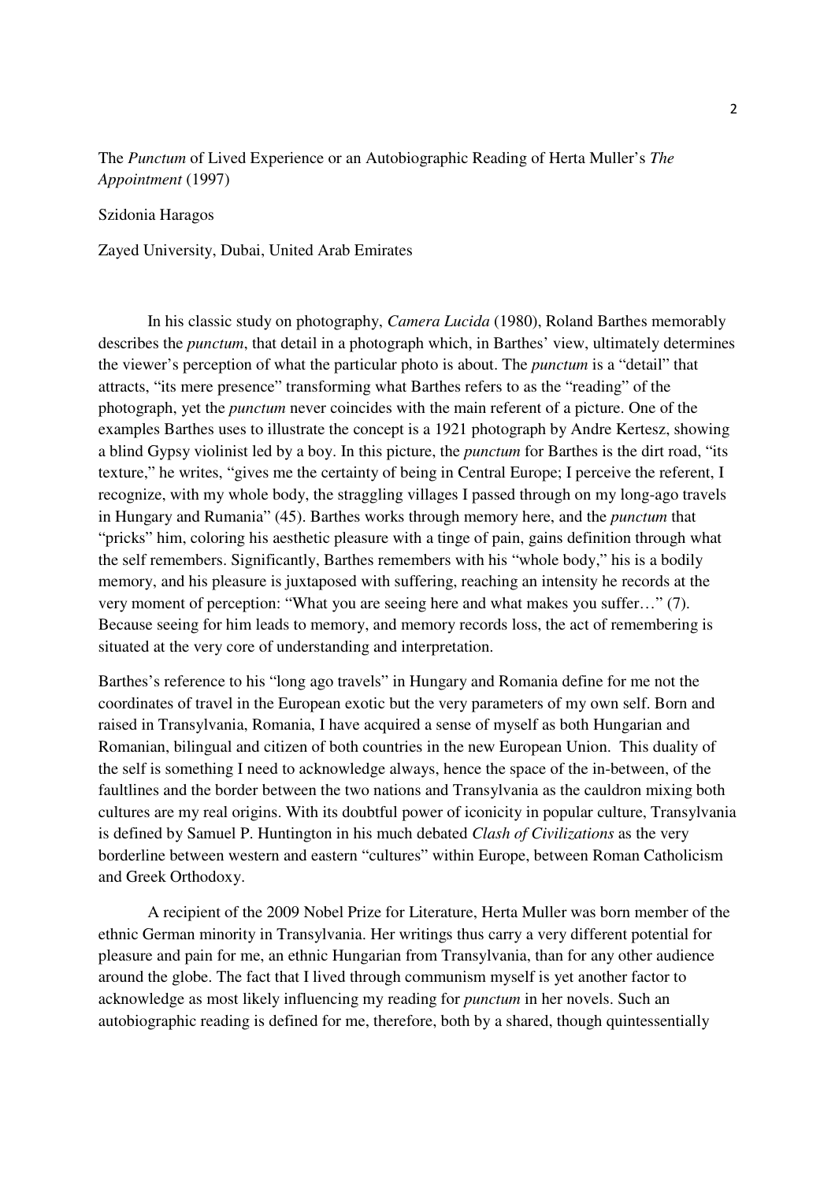# The *Punctum* of Lived Experience or an Autobiographic Reading of Herta Muller's *The Appointment* (1997)

Szidonia Haragos

Zayed University, Dubai, United Arab Emirates

In his classic study on photography, *Camera Lucida* (1980), Roland Barthes memorably describes the *punctum*, that detail in a photograph which, in Barthes' view, ultimately determines the viewer's perception of what the particular photo is about. The *punctum* is a "detail" that attracts, "its mere presence" transforming what Barthes refers to as the "reading" of the photograph, yet the *punctum* never coincides with the main referent of a picture. One of the examples Barthes uses to illustrate the concept is a 1921 photograph by Andre Kertesz, showing a blind Gypsy violinist led by a boy. In this picture, the *punctum* for Barthes is the dirt road, "its texture," he writes, "gives me the certainty of being in Central Europe; I perceive the referent, I recognize, with my whole body, the straggling villages I passed through on my long-ago travels in Hungary and Rumania" (45). Barthes works through memory here, and the *punctum* that "pricks" him, coloring his aesthetic pleasure with a tinge of pain, gains definition through what the self remembers. Significantly, Barthes remembers with his "whole body," his is a bodily memory, and his pleasure is juxtaposed with suffering, reaching an intensity he records at the very moment of perception: "What you are seeing here and what makes you suffer…" (7). Because seeing for him leads to memory, and memory records loss, the act of remembering is situated at the very core of understanding and interpretation.

Barthes's reference to his "long ago travels" in Hungary and Romania define for me not the coordinates of travel in the European exotic but the very parameters of my own self. Born and raised in Transylvania, Romania, I have acquired a sense of myself as both Hungarian and Romanian, bilingual and citizen of both countries in the new European Union. This duality of the self is something I need to acknowledge always, hence the space of the in-between, of the faultlines and the border between the two nations and Transylvania as the cauldron mixing both cultures are my real origins. With its doubtful power of iconicity in popular culture, Transylvania is defined by Samuel P. Huntington in his much debated *Clash of Civilizations* as the very borderline between western and eastern "cultures" within Europe, between Roman Catholicism and Greek Orthodoxy.

A recipient of the 2009 Nobel Prize for Literature, Herta Muller was born member of the ethnic German minority in Transylvania. Her writings thus carry a very different potential for pleasure and pain for me, an ethnic Hungarian from Transylvania, than for any other audience around the globe. The fact that I lived through communism myself is yet another factor to acknowledge as most likely influencing my reading for *punctum* in her novels. Such an autobiographic reading is defined for me, therefore, both by a shared, though quintessentially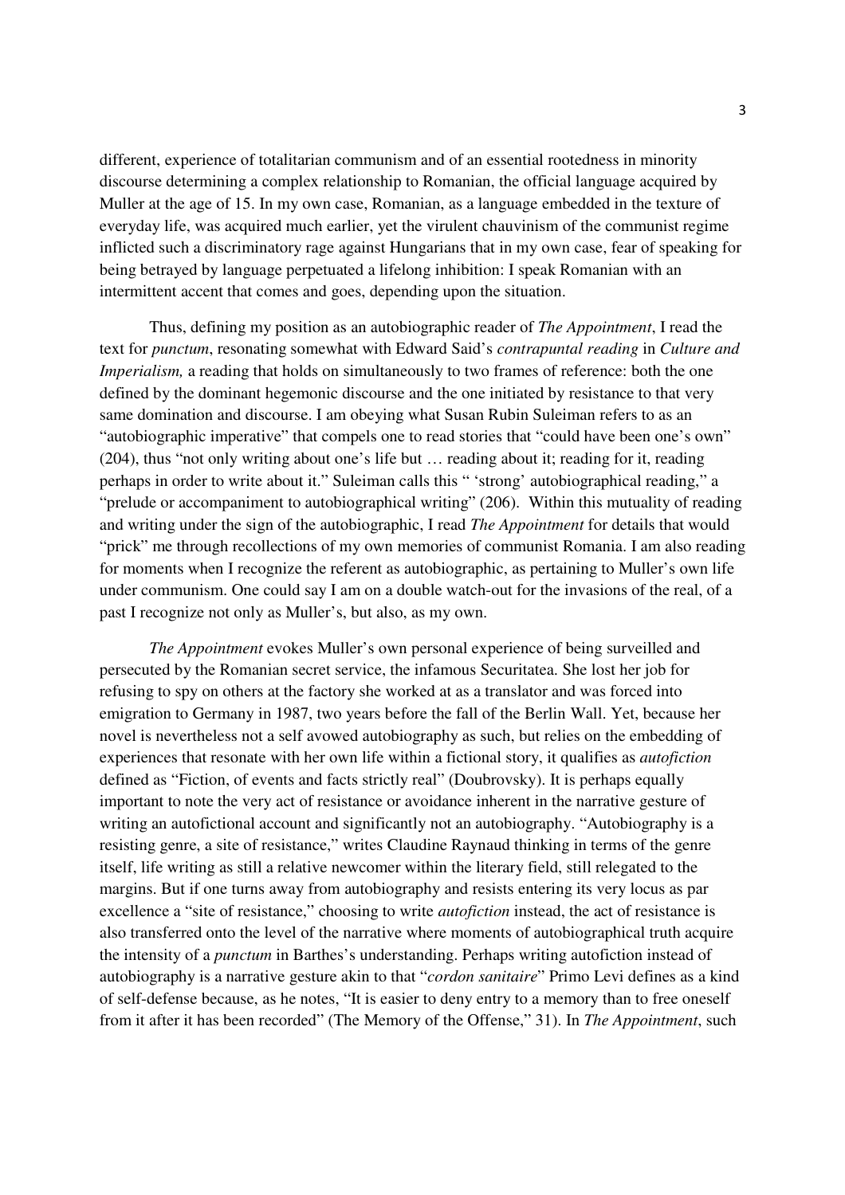different, experience of totalitarian communism and of an essential rootedness in minority discourse determining a complex relationship to Romanian, the official language acquired by Muller at the age of 15. In my own case, Romanian, as a language embedded in the texture of everyday life, was acquired much earlier, yet the virulent chauvinism of the communist regime inflicted such a discriminatory rage against Hungarians that in my own case, fear of speaking for being betrayed by language perpetuated a lifelong inhibition: I speak Romanian with an intermittent accent that comes and goes, depending upon the situation.

Thus, defining my position as an autobiographic reader of *The Appointment*, I read the text for *punctum*, resonating somewhat with Edward Said's *contrapuntal reading* in *Culture and Imperialism,* a reading that holds on simultaneously to two frames of reference: both the one defined by the dominant hegemonic discourse and the one initiated by resistance to that very same domination and discourse. I am obeying what Susan Rubin Suleiman refers to as an "autobiographic imperative" that compels one to read stories that "could have been one's own" (204), thus "not only writing about one's life but … reading about it; reading for it, reading perhaps in order to write about it." Suleiman calls this " 'strong' autobiographical reading," a "prelude or accompaniment to autobiographical writing" (206). Within this mutuality of reading and writing under the sign of the autobiographic, I read *The Appointment* for details that would "prick" me through recollections of my own memories of communist Romania. I am also reading for moments when I recognize the referent as autobiographic, as pertaining to Muller's own life under communism. One could say I am on a double watch-out for the invasions of the real, of a past I recognize not only as Muller's, but also, as my own.

*The Appointment* evokes Muller's own personal experience of being surveilled and persecuted by the Romanian secret service, the infamous Securitatea. She lost her job for refusing to spy on others at the factory she worked at as a translator and was forced into emigration to Germany in 1987, two years before the fall of the Berlin Wall. Yet, because her novel is nevertheless not a self avowed autobiography as such, but relies on the embedding of experiences that resonate with her own life within a fictional story, it qualifies as *autofiction* defined as "Fiction, of events and facts strictly real" (Doubrovsky). It is perhaps equally important to note the very act of resistance or avoidance inherent in the narrative gesture of writing an autofictional account and significantly not an autobiography. "Autobiography is a resisting genre, a site of resistance," writes Claudine Raynaud thinking in terms of the genre itself, life writing as still a relative newcomer within the literary field, still relegated to the margins. But if one turns away from autobiography and resists entering its very locus as par excellence a "site of resistance," choosing to write *autofiction* instead, the act of resistance is also transferred onto the level of the narrative where moments of autobiographical truth acquire the intensity of a *punctum* in Barthes's understanding. Perhaps writing autofiction instead of autobiography is a narrative gesture akin to that "*cordon sanitaire*" Primo Levi defines as a kind of self-defense because, as he notes, "It is easier to deny entry to a memory than to free oneself from it after it has been recorded" (The Memory of the Offense," 31). In *The Appointment*, such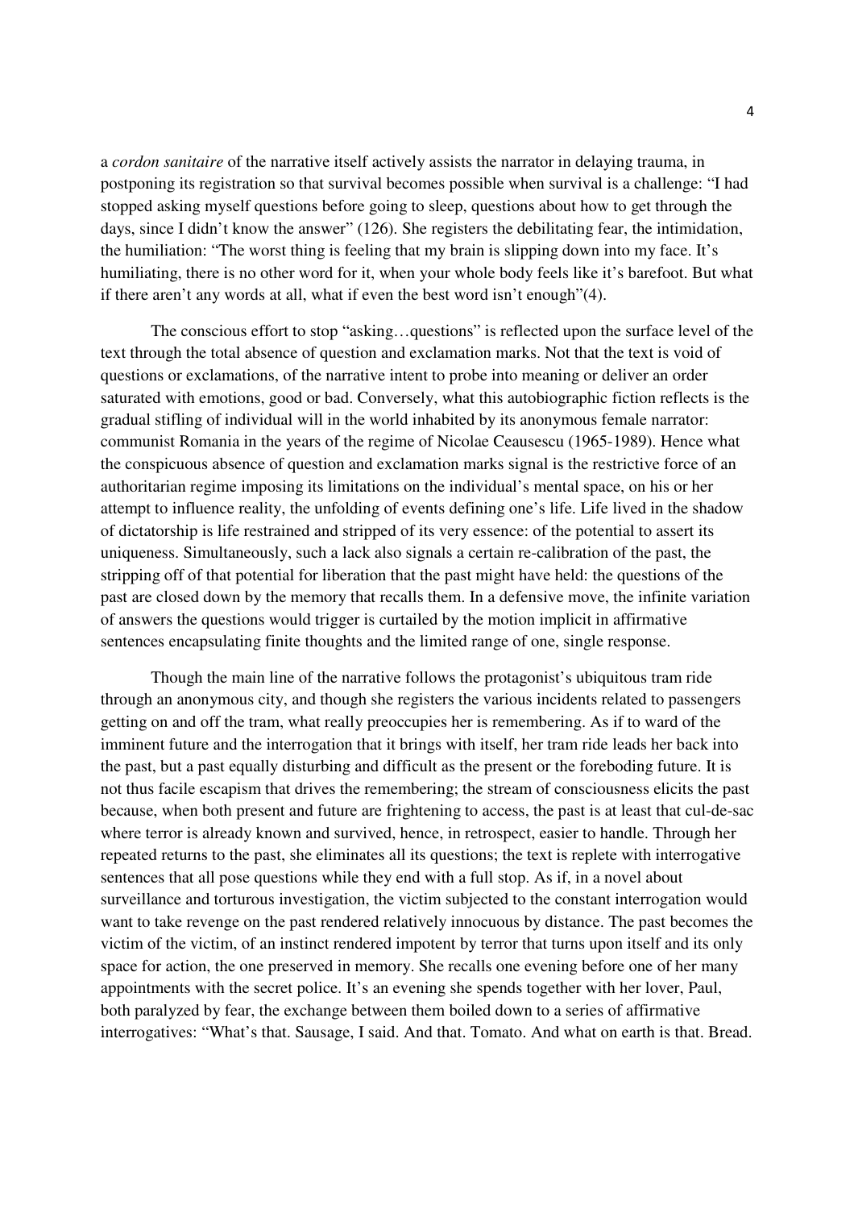a *cordon sanitaire* of the narrative itself actively assists the narrator in delaying trauma, in postponing its registration so that survival becomes possible when survival is a challenge: "I had stopped asking myself questions before going to sleep, questions about how to get through the days, since I didn't know the answer" (126). She registers the debilitating fear, the intimidation, the humiliation: "The worst thing is feeling that my brain is slipping down into my face. It's humiliating, there is no other word for it, when your whole body feels like it's barefoot. But what if there aren't any words at all, what if even the best word isn't enough"(4).

The conscious effort to stop "asking…questions" is reflected upon the surface level of the text through the total absence of question and exclamation marks. Not that the text is void of questions or exclamations, of the narrative intent to probe into meaning or deliver an order saturated with emotions, good or bad. Conversely, what this autobiographic fiction reflects is the gradual stifling of individual will in the world inhabited by its anonymous female narrator: communist Romania in the years of the regime of Nicolae Ceausescu (1965-1989). Hence what the conspicuous absence of question and exclamation marks signal is the restrictive force of an authoritarian regime imposing its limitations on the individual's mental space, on his or her attempt to influence reality, the unfolding of events defining one's life. Life lived in the shadow of dictatorship is life restrained and stripped of its very essence: of the potential to assert its uniqueness. Simultaneously, such a lack also signals a certain re-calibration of the past, the stripping off of that potential for liberation that the past might have held: the questions of the past are closed down by the memory that recalls them. In a defensive move, the infinite variation of answers the questions would trigger is curtailed by the motion implicit in affirmative sentences encapsulating finite thoughts and the limited range of one, single response.

Though the main line of the narrative follows the protagonist's ubiquitous tram ride through an anonymous city, and though she registers the various incidents related to passengers getting on and off the tram, what really preoccupies her is remembering. As if to ward of the imminent future and the interrogation that it brings with itself, her tram ride leads her back into the past, but a past equally disturbing and difficult as the present or the foreboding future. It is not thus facile escapism that drives the remembering; the stream of consciousness elicits the past because, when both present and future are frightening to access, the past is at least that cul-de-sac where terror is already known and survived, hence, in retrospect, easier to handle. Through her repeated returns to the past, she eliminates all its questions; the text is replete with interrogative sentences that all pose questions while they end with a full stop. As if, in a novel about surveillance and torturous investigation, the victim subjected to the constant interrogation would want to take revenge on the past rendered relatively innocuous by distance. The past becomes the victim of the victim, of an instinct rendered impotent by terror that turns upon itself and its only space for action, the one preserved in memory. She recalls one evening before one of her many appointments with the secret police. It's an evening she spends together with her lover, Paul, both paralyzed by fear, the exchange between them boiled down to a series of affirmative interrogatives: "What's that. Sausage, I said. And that. Tomato. And what on earth is that. Bread.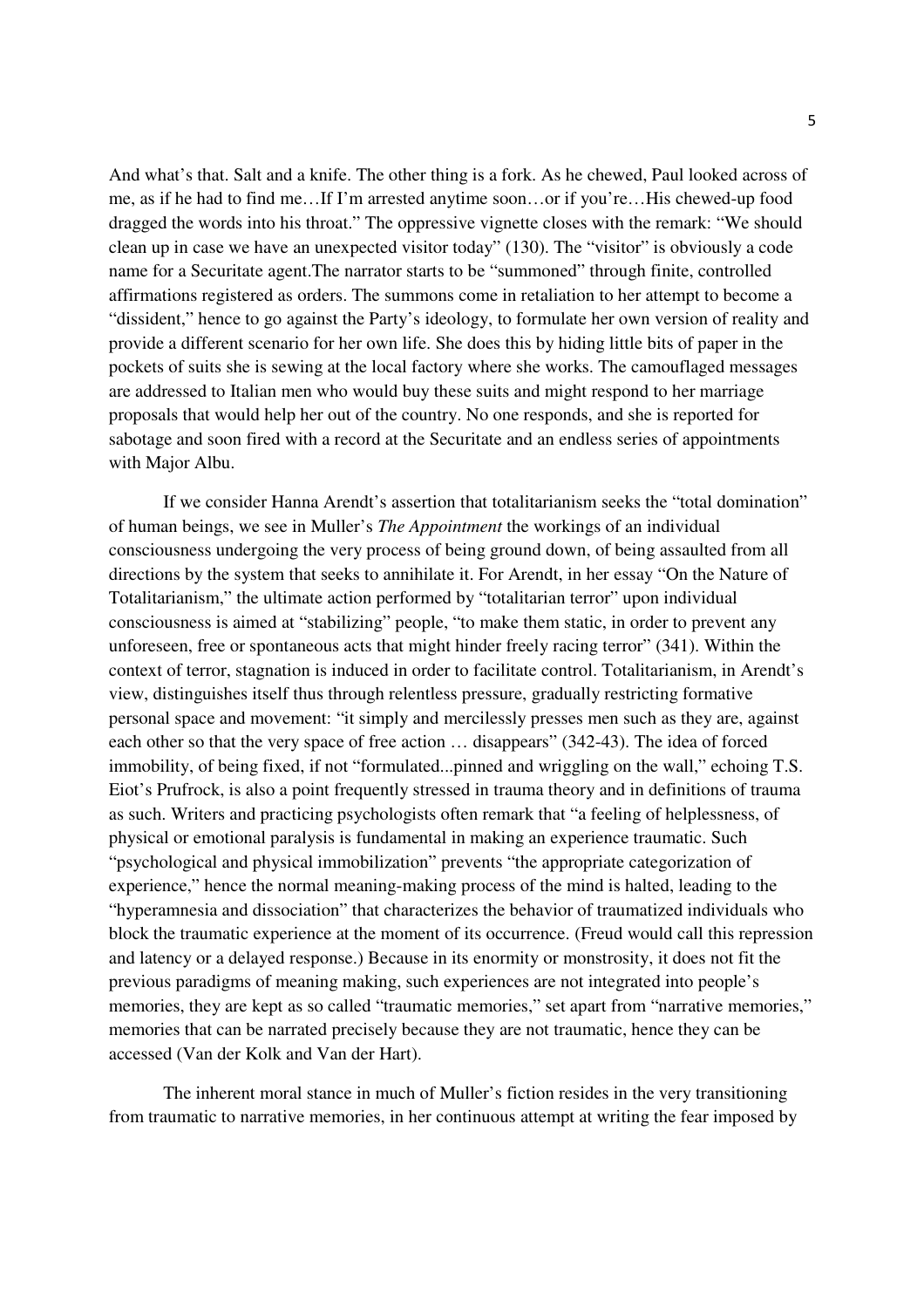And what's that. Salt and a knife. The other thing is a fork. As he chewed, Paul looked across of me, as if he had to find me…If I'm arrested anytime soon…or if you're…His chewed-up food dragged the words into his throat." The oppressive vignette closes with the remark: "We should clean up in case we have an unexpected visitor today" (130). The "visitor" is obviously a code name for a Securitate agent.The narrator starts to be "summoned" through finite, controlled affirmations registered as orders. The summons come in retaliation to her attempt to become a "dissident," hence to go against the Party's ideology, to formulate her own version of reality and provide a different scenario for her own life. She does this by hiding little bits of paper in the pockets of suits she is sewing at the local factory where she works. The camouflaged messages are addressed to Italian men who would buy these suits and might respond to her marriage proposals that would help her out of the country. No one responds, and she is reported for sabotage and soon fired with a record at the Securitate and an endless series of appointments with Major Albu.

If we consider Hanna Arendt's assertion that totalitarianism seeks the "total domination" of human beings, we see in Muller's *The Appointment* the workings of an individual consciousness undergoing the very process of being ground down, of being assaulted from all directions by the system that seeks to annihilate it. For Arendt, in her essay "On the Nature of Totalitarianism," the ultimate action performed by "totalitarian terror" upon individual consciousness is aimed at "stabilizing" people, "to make them static, in order to prevent any unforeseen, free or spontaneous acts that might hinder freely racing terror" (341). Within the context of terror, stagnation is induced in order to facilitate control. Totalitarianism, in Arendt's view, distinguishes itself thus through relentless pressure, gradually restricting formative personal space and movement: "it simply and mercilessly presses men such as they are, against each other so that the very space of free action … disappears" (342-43). The idea of forced immobility, of being fixed, if not "formulated...pinned and wriggling on the wall," echoing T.S. Eiot's Prufrock, is also a point frequently stressed in trauma theory and in definitions of trauma as such. Writers and practicing psychologists often remark that "a feeling of helplessness, of physical or emotional paralysis is fundamental in making an experience traumatic. Such "psychological and physical immobilization" prevents "the appropriate categorization of experience," hence the normal meaning-making process of the mind is halted, leading to the "hyperamnesia and dissociation" that characterizes the behavior of traumatized individuals who block the traumatic experience at the moment of its occurrence. (Freud would call this repression and latency or a delayed response.) Because in its enormity or monstrosity, it does not fit the previous paradigms of meaning making, such experiences are not integrated into people's memories, they are kept as so called "traumatic memories," set apart from "narrative memories," memories that can be narrated precisely because they are not traumatic, hence they can be accessed (Van der Kolk and Van der Hart).

The inherent moral stance in much of Muller's fiction resides in the very transitioning from traumatic to narrative memories, in her continuous attempt at writing the fear imposed by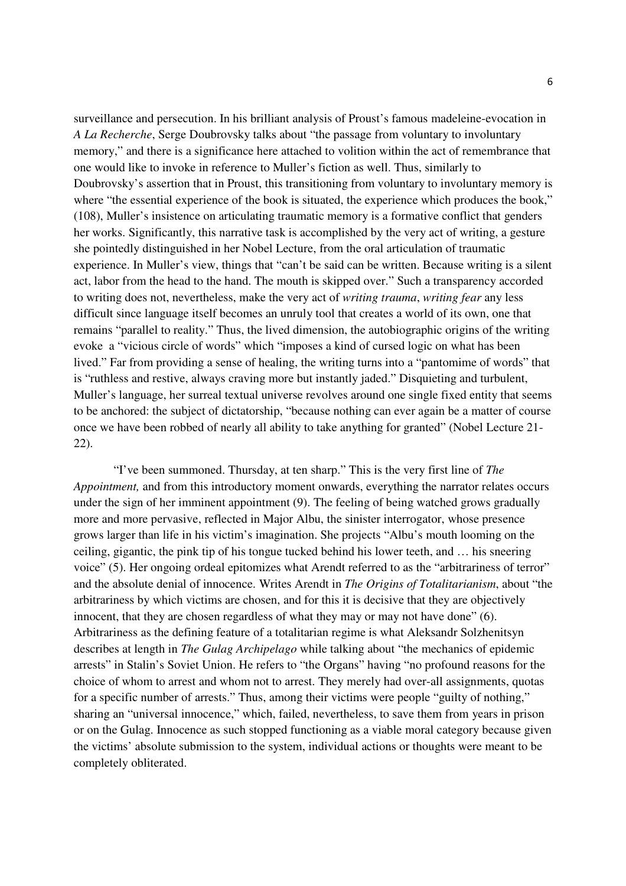surveillance and persecution. In his brilliant analysis of Proust's famous madeleine-evocation in *A La Recherche*, Serge Doubrovsky talks about "the passage from voluntary to involuntary memory," and there is a significance here attached to volition within the act of remembrance that one would like to invoke in reference to Muller's fiction as well. Thus, similarly to Doubrovsky's assertion that in Proust, this transitioning from voluntary to involuntary memory is where "the essential experience of the book is situated, the experience which produces the book," (108), Muller's insistence on articulating traumatic memory is a formative conflict that genders her works. Significantly, this narrative task is accomplished by the very act of writing, a gesture she pointedly distinguished in her Nobel Lecture, from the oral articulation of traumatic experience. In Muller's view, things that "can't be said can be written. Because writing is a silent act, labor from the head to the hand. The mouth is skipped over." Such a transparency accorded to writing does not, nevertheless, make the very act of *writing trauma*, *writing fear* any less difficult since language itself becomes an unruly tool that creates a world of its own, one that remains "parallel to reality." Thus, the lived dimension, the autobiographic origins of the writing evoke a "vicious circle of words" which "imposes a kind of cursed logic on what has been lived." Far from providing a sense of healing, the writing turns into a "pantomime of words" that is "ruthless and restive, always craving more but instantly jaded." Disquieting and turbulent, Muller's language, her surreal textual universe revolves around one single fixed entity that seems to be anchored: the subject of dictatorship, "because nothing can ever again be a matter of course once we have been robbed of nearly all ability to take anything for granted" (Nobel Lecture 21-22).

"I've been summoned. Thursday, at ten sharp." This is the very first line of *The Appointment,* and from this introductory moment onwards, everything the narrator relates occurs under the sign of her imminent appointment (9). The feeling of being watched grows gradually more and more pervasive, reflected in Major Albu, the sinister interrogator, whose presence grows larger than life in his victim's imagination. She projects "Albu's mouth looming on the ceiling, gigantic, the pink tip of his tongue tucked behind his lower teeth, and … his sneering voice" (5). Her ongoing ordeal epitomizes what Arendt referred to as the "arbitrariness of terror" and the absolute denial of innocence. Writes Arendt in *The Origins of Totalitarianism*, about "the arbitrariness by which victims are chosen, and for this it is decisive that they are objectively innocent, that they are chosen regardless of what they may or may not have done" (6). Arbitrariness as the defining feature of a totalitarian regime is what Aleksandr Solzhenitsyn describes at length in *The Gulag Archipelago* while talking about "the mechanics of epidemic arrests" in Stalin's Soviet Union. He refers to "the Organs" having "no profound reasons for the choice of whom to arrest and whom not to arrest. They merely had over-all assignments, quotas for a specific number of arrests." Thus, among their victims were people "guilty of nothing," sharing an "universal innocence," which, failed, nevertheless, to save them from years in prison or on the Gulag. Innocence as such stopped functioning as a viable moral category because given the victims' absolute submission to the system, individual actions or thoughts were meant to be completely obliterated.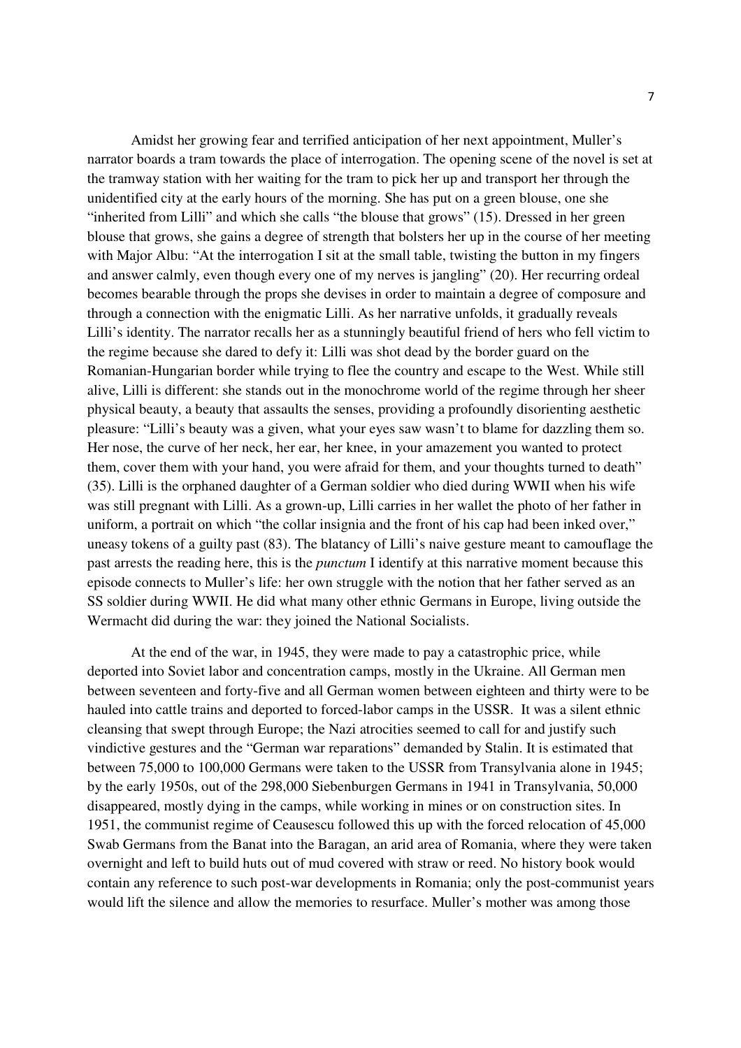Amidst her growing fear and terrified anticipation of her next appointment, Muller's narrator boards a tram towards the place of interrogation. The opening scene of the novel is set at the tramway station with her waiting for the tram to pick her up and transport her through the unidentified city at the early hours of the morning. She has put on a green blouse, one she "inherited from Lilli" and which she calls "the blouse that grows" (15). Dressed in her green blouse that grows, she gains a degree of strength that bolsters her up in the course of her meeting with Major Albu: "At the interrogation I sit at the small table, twisting the button in my fingers and answer calmly, even though every one of my nerves is jangling" (20). Her recurring ordeal becomes bearable through the props she devises in order to maintain a degree of composure and through a connection with the enigmatic Lilli. As her narrative unfolds, it gradually reveals Lilli's identity. The narrator recalls her as a stunningly beautiful friend of hers who fell victim to the regime because she dared to defy it: Lilli was shot dead by the border guard on the Romanian-Hungarian border while trying to flee the country and escape to the West. While still alive, Lilli is different: she stands out in the monochrome world of the regime through her sheer physical beauty, a beauty that assaults the senses, providing a profoundly disorienting aesthetic pleasure: "Lilli's beauty was a given, what your eyes saw wasn't to blame for dazzling them so. Her nose, the curve of her neck, her ear, her knee, in your amazement you wanted to protect them, cover them with your hand, you were afraid for them, and your thoughts turned to death" (35). Lilli is the orphaned daughter of a German soldier who died during WWII when his wife was still pregnant with Lilli. As a grown-up, Lilli carries in her wallet the photo of her father in uniform, a portrait on which "the collar insignia and the front of his cap had been inked over," uneasy tokens of a guilty past (83). The blatancy of Lilli's naive gesture meant to camouflage the past arrests the reading here, this is the *punctum* I identify at this narrative moment because this episode connects to Muller's life: her own struggle with the notion that her father served as an SS soldier during WWII. He did what many other ethnic Germans in Europe, living outside the Wermacht did during the war: they joined the National Socialists.

At the end of the war, in 1945, they were made to pay a catastrophic price, while deported into Soviet labor and concentration camps, mostly in the Ukraine. All German men between seventeen and forty-five and all German women between eighteen and thirty were to be hauled into cattle trains and deported to forced-labor camps in the USSR. It was a silent ethnic cleansing that swept through Europe; the Nazi atrocities seemed to call for and justify such vindictive gestures and the "German war reparations" demanded by Stalin. It is estimated that between 75,000 to 100,000 Germans were taken to the USSR from Transylvania alone in 1945; by the early 1950s, out of the 298,000 Siebenburgen Germans in 1941 in Transylvania, 50,000 disappeared, mostly dying in the camps, while working in mines or on construction sites. In 1951, the communist regime of Ceausescu followed this up with the forced relocation of 45,000 Swab Germans from the Banat into the Baragan, an arid area of Romania, where they were taken overnight and left to build huts out of mud covered with straw or reed. No history book would contain any reference to such post-war developments in Romania; only the post-communist years would lift the silence and allow the memories to resurface. Muller's mother was among those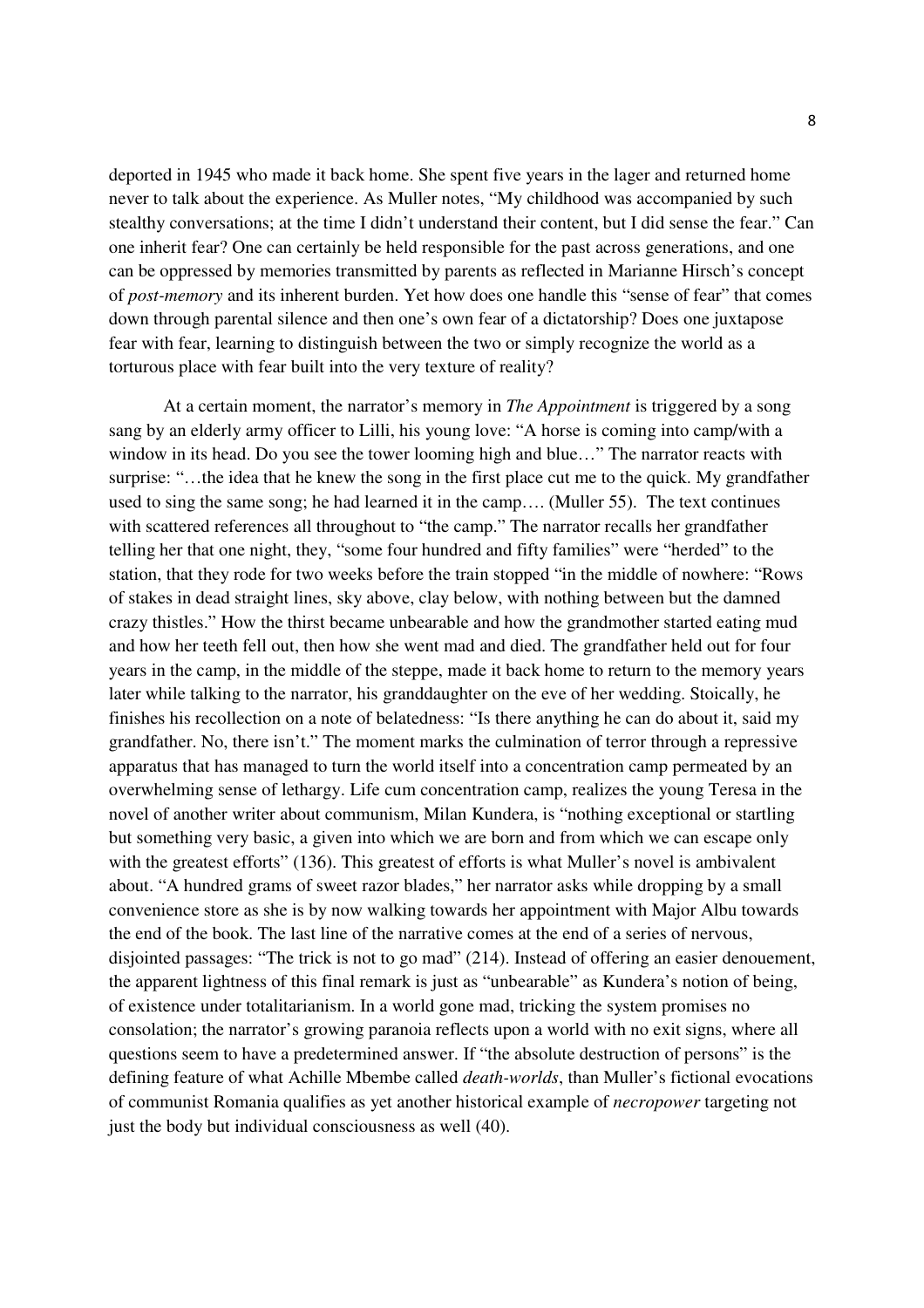deported in 1945 who made it back home. She spent five years in the lager and returned home never to talk about the experience. As Muller notes, "My childhood was accompanied by such stealthy conversations; at the time I didn't understand their content, but I did sense the fear." Can one inherit fear? One can certainly be held responsible for the past across generations, and one can be oppressed by memories transmitted by parents as reflected in Marianne Hirsch's concept of *post-memory* and its inherent burden. Yet how does one handle this "sense of fear" that comes down through parental silence and then one's own fear of a dictatorship? Does one juxtapose fear with fear, learning to distinguish between the two or simply recognize the world as a torturous place with fear built into the very texture of reality?

At a certain moment, the narrator's memory in *The Appointment* is triggered by a song sang by an elderly army officer to Lilli, his young love: "A horse is coming into camp/with a window in its head. Do you see the tower looming high and blue…" The narrator reacts with surprise: "…the idea that he knew the song in the first place cut me to the quick. My grandfather used to sing the same song; he had learned it in the camp…. (Muller 55). The text continues with scattered references all throughout to "the camp." The narrator recalls her grandfather telling her that one night, they, "some four hundred and fifty families" were "herded" to the station, that they rode for two weeks before the train stopped "in the middle of nowhere: "Rows of stakes in dead straight lines, sky above, clay below, with nothing between but the damned crazy thistles." How the thirst became unbearable and how the grandmother started eating mud and how her teeth fell out, then how she went mad and died. The grandfather held out for four years in the camp, in the middle of the steppe, made it back home to return to the memory years later while talking to the narrator, his granddaughter on the eve of her wedding. Stoically, he finishes his recollection on a note of belatedness: "Is there anything he can do about it, said my grandfather. No, there isn't." The moment marks the culmination of terror through a repressive apparatus that has managed to turn the world itself into a concentration camp permeated by an overwhelming sense of lethargy. Life cum concentration camp, realizes the young Teresa in the novel of another writer about communism, Milan Kundera, is "nothing exceptional or startling but something very basic, a given into which we are born and from which we can escape only with the greatest efforts" (136). This greatest of efforts is what Muller's novel is ambivalent about. "A hundred grams of sweet razor blades," her narrator asks while dropping by a small convenience store as she is by now walking towards her appointment with Major Albu towards the end of the book. The last line of the narrative comes at the end of a series of nervous, disjointed passages: "The trick is not to go mad" (214). Instead of offering an easier denouement, the apparent lightness of this final remark is just as "unbearable" as Kundera's notion of being, of existence under totalitarianism. In a world gone mad, tricking the system promises no consolation; the narrator's growing paranoia reflects upon a world with no exit signs, where all questions seem to have a predetermined answer. If "the absolute destruction of persons" is the defining feature of what Achille Mbembe called *death-worlds*, than Muller's fictional evocations of communist Romania qualifies as yet another historical example of *necropower* targeting not just the body but individual consciousness as well (40).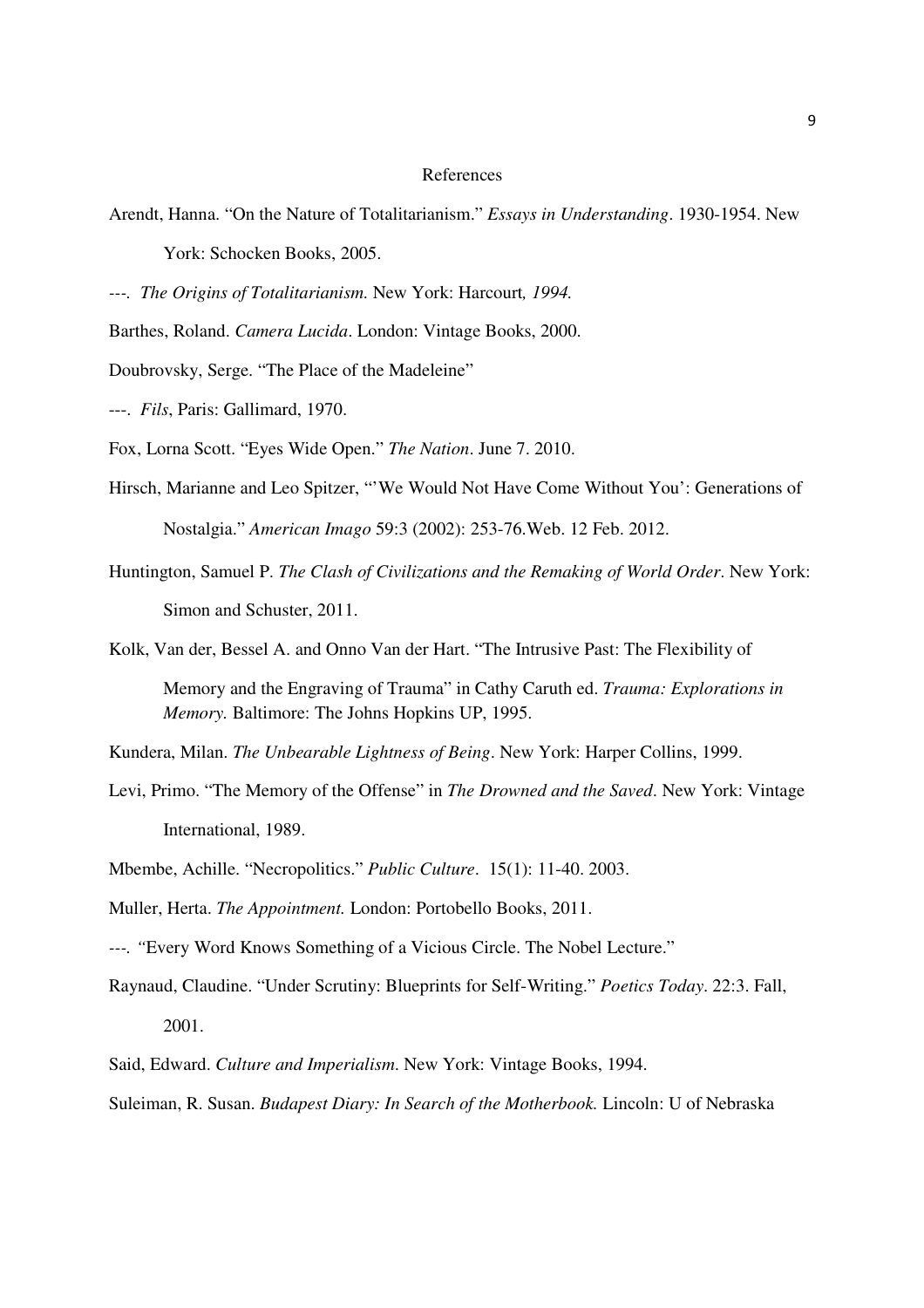# References

Arendt, Hanna. "On the Nature of Totalitarianism." *Essays in Understanding*. 1930-1954. New York: Schocken Books, 2005.

---. *The Origins of Totalitarianism.* New York: Harcourt*, 1994.*

Barthes, Roland. *Camera Lucida*. London: Vintage Books, 2000.

Doubrovsky, Serge. "The Place of the Madeleine"

---. *Fils*, Paris: Gallimard, 1970.

Fox, Lorna Scott. "Eyes Wide Open." *The Nation*. June 7. 2010.

Hirsch, Marianne and Leo Spitzer, "'We Would Not Have Come Without You': Generations of Nostalgia." *American Imago* 59:3 (2002): 253-76.Web. 12 Feb. 2012.

Huntington, Samuel P. *The Clash of Civilizations and the Remaking of World Order*. New York: Simon and Schuster, 2011.

Kolk, Van der, Bessel A. and Onno Van der Hart. "The Intrusive Past: The Flexibility of Memory and the Engraving of Trauma" in Cathy Caruth ed. *Trauma: Explorations in Memory.* Baltimore: The Johns Hopkins UP, 1995.

Kundera, Milan. *The Unbearable Lightness of Being*. New York: Harper Collins, 1999.

Levi, Primo. "The Memory of the Offense" in *The Drowned and the Saved*. New York: Vintage International, 1989.

Mbembe, Achille. "Necropolitics." *Public Culture*. 15(1): 11-40. 2003.

Muller, Herta. *The Appointment.* London: Portobello Books, 2011.

---. "Every Word Knows Something of a Vicious Circle. The Nobel Lecture."

Raynaud, Claudine. "Under Scrutiny: Blueprints for Self-Writing." *Poetics Today*. 22:3. Fall, 2001.

Said, Edward. *Culture and Imperialism*. New York: Vintage Books, 1994.

Suleiman, R. Susan. *Budapest Diary: In Search of the Motherbook.* Lincoln: U of Nebraska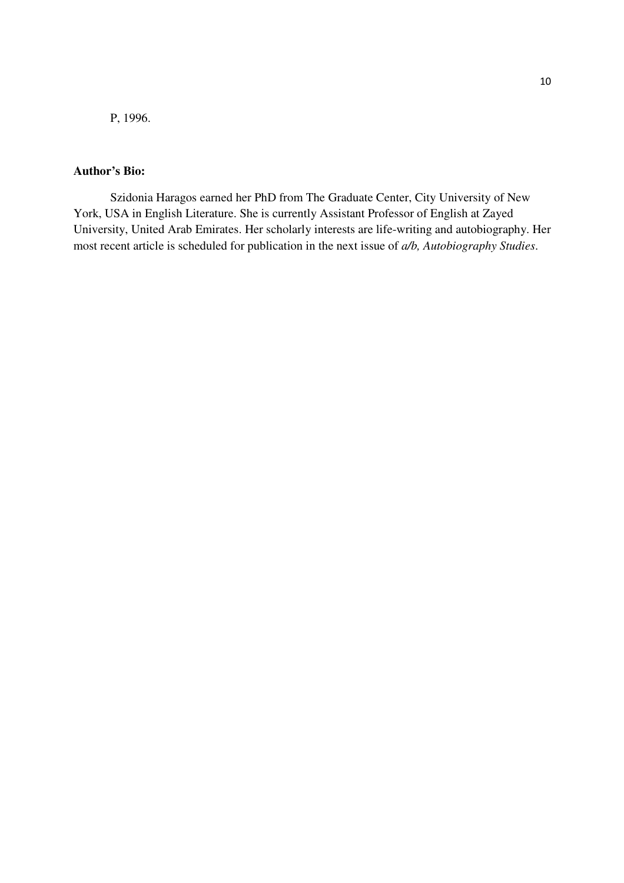P, 1996.

**Author's Bio:**

Szidonia Haragos earned her PhD from The Graduate Center, City University of New York, USA in English Literature. She is currently Assistant Professor of English at Zayed University, United Arab Emirates. Her scholarly interests are life-writing and autobiography. Her most recent article is scheduled for publication in the next issue of *a/b, Autobiography Studies*.